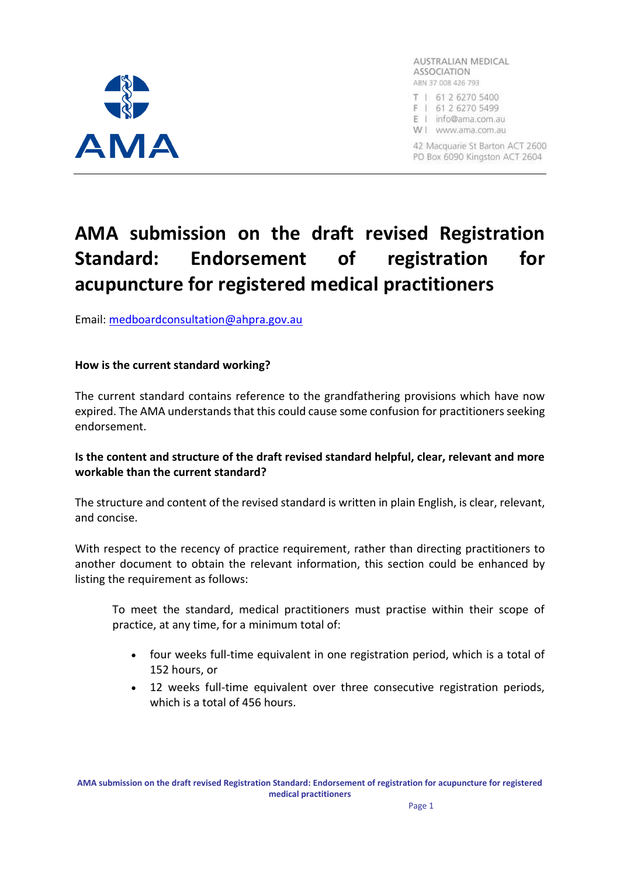AUSTRALIAN MEDICAL ASSOCIATION
ABN 37 008 426 793

T | 61 2 6270 5400
F | 61 2 6270 5499
E | info@ama.com.au
W | www.ama.com.au

42 Macquarie St Barton ACT 2600
PO Box 6090 Kingston ACT 2604

# AMA submission on the draft revised Registration Standard: Endorsement of registration for acupuncture for registered medical practitioners

Email: [medboardconsultation@ahpra.gov.au](mailto:medboardconsultation@ahpra.gov.au)

**How is the current standard working?**

The current standard contains reference to the grandfathering provisions which have now expired. The AMA understands that this could cause some confusion for practitioners seeking endorsement.

**Is the content and structure of the draft revised standard helpful, clear, relevant and more workable than the current standard?**

The structure and content of the revised standard is written in plain English, is clear, relevant, and concise.

With respect to the recency of practice requirement, rather than directing practitioners to another document to obtain the relevant information, this section could be enhanced by listing the requirement as follows:

> To meet the standard, medical practitioners must practise within their scope of practice, at any time, for a minimum total of:
>
> - four weeks full-time equivalent in one registration period, which is a total of 152 hours, or
> - 12 weeks full-time equivalent over three consecutive registration periods, which is a total of 456 hours.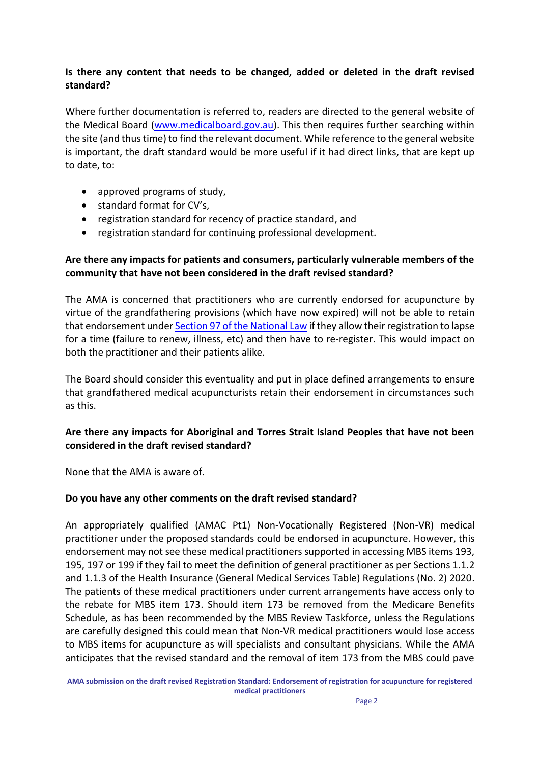**Is there any content that needs to be changed, added or deleted in the draft revised standard?**

Where further documentation is referred to, readers are directed to the general website of the Medical Board ([www.medicalboard.gov.au](www.medicalboard.gov.au)). This then requires further searching within the site (and thus time) to find the relevant document. While reference to the general website is important, the draft standard would be more useful if it had direct links, that are kept up to date, to:

- approved programs of study,
- standard format for CV's,
- registration standard for recency of practice standard, and
- registration standard for continuing professional development.

**Are there any impacts for patients and consumers, particularly vulnerable members of the community that have not been considered in the draft revised standard?**

The AMA is concerned that practitioners who are currently endorsed for acupuncture by virtue of the grandfathering provisions (which have now expired) will not be able to retain that endorsement under Section 97 of the National Law if they allow their registration to lapse for a time (failure to renew, illness, etc) and then have to re-register. This would impact on both the practitioner and their patients alike.

The Board should consider this eventuality and put in place defined arrangements to ensure that grandfathered medical acupuncturists retain their endorsement in circumstances such as this.

**Are there any impacts for Aboriginal and Torres Strait Island Peoples that have not been considered in the draft revised standard?**

None that the AMA is aware of.

**Do you have any other comments on the draft revised standard?**

An appropriately qualified (AMAC Pt1) Non-Vocationally Registered (Non-VR) medical practitioner under the proposed standards could be endorsed in acupuncture. However, this endorsement may not see these medical practitioners supported in accessing MBS items 193, 195, 197 or 199 if they fail to meet the definition of general practitioner as per Sections 1.1.2 and 1.1.3 of the Health Insurance (General Medical Services Table) Regulations (No. 2) 2020. The patients of these medical practitioners under current arrangements have access only to the rebate for MBS item 173. Should item 173 be removed from the Medicare Benefits Schedule, as has been recommended by the MBS Review Taskforce, unless the Regulations are carefully designed this could mean that Non-VR medical practitioners would lose access to MBS items for acupuncture as will specialists and consultant physicians. While the AMA anticipates that the revised standard and the removal of item 173 from the MBS could pave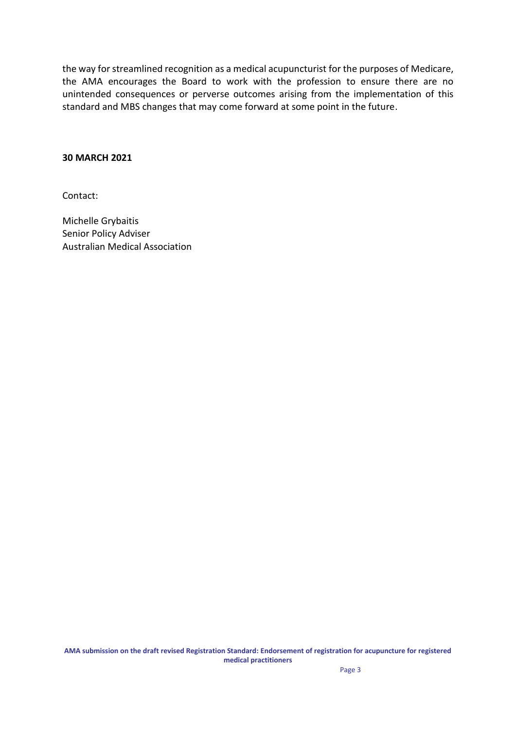the way for streamlined recognition as a medical acupuncturist for the purposes of Medicare, the AMA encourages the Board to work with the profession to ensure there are no unintended consequences or perverse outcomes arising from the implementation of this standard and MBS changes that may come forward at some point in the future.

**30 MARCH 2021**

Contact:

Michelle Grybaitis
Senior Policy Adviser
Australian Medical Association